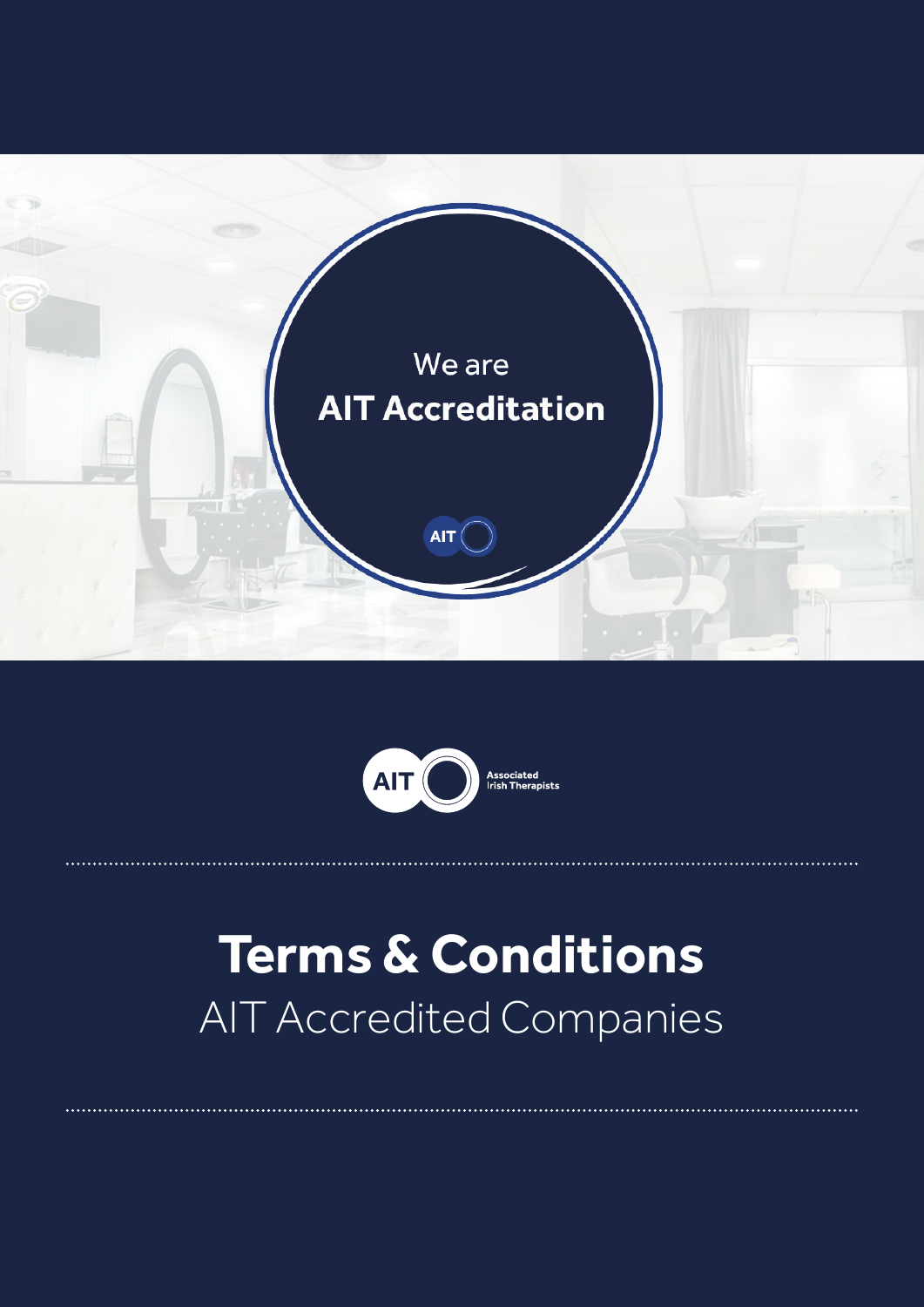We are
**AIT Accreditation**

AIT

AIT Associated Irish Therapists

# Terms & Conditions

AIT Accredited Companies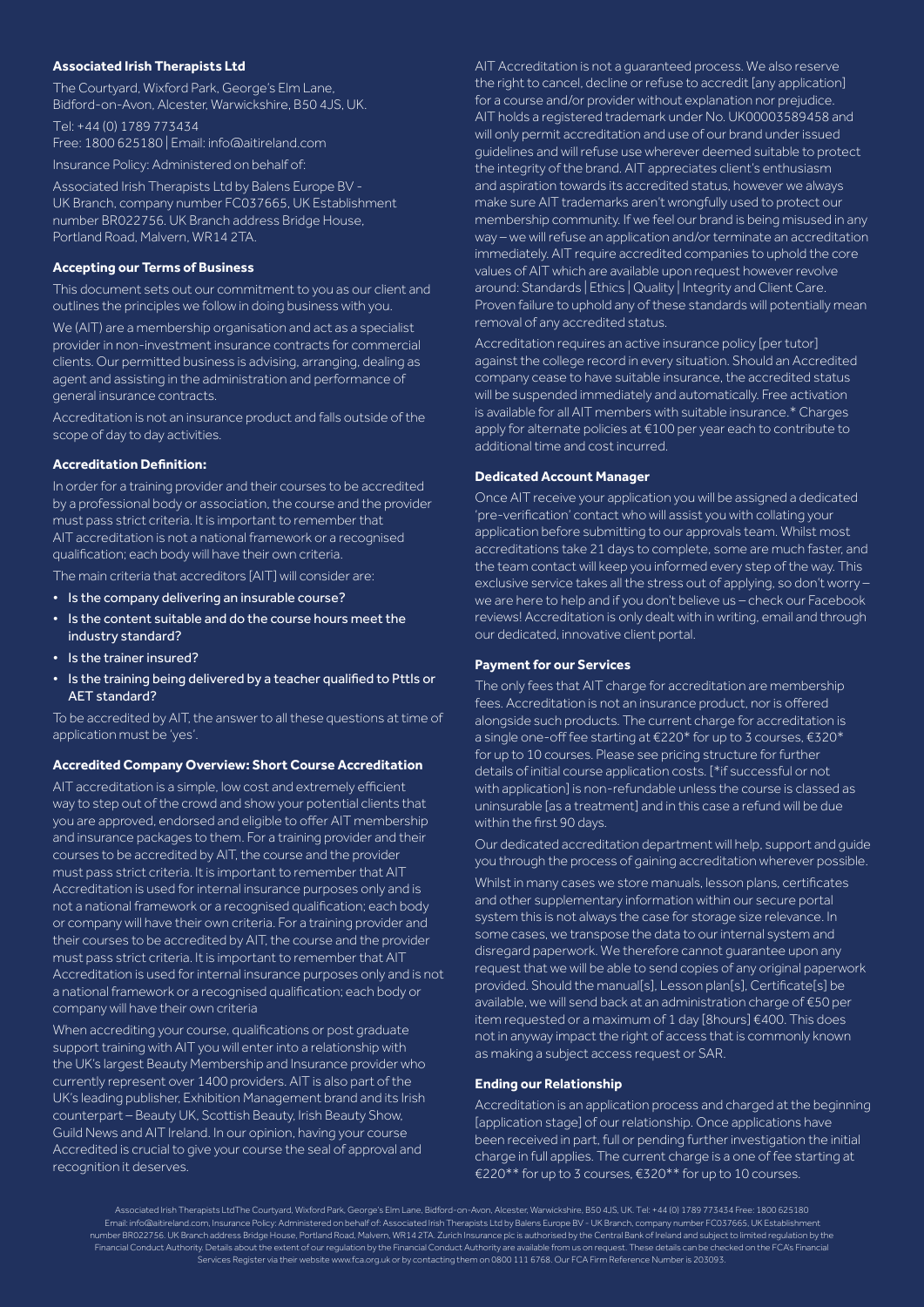**Associated Irish Therapists Ltd**

The Courtyard, Wixford Park, George's Elm Lane, Bidford-on-Avon, Alcester, Warwickshire, B50 4JS, UK.

Tel: +44 (0) 1789 773434
Free: 1800 625180 | Email: info@aitireland.com

Insurance Policy: Administered on behalf of:

Associated Irish Therapists Ltd by Balens Europe BV - UK Branch, company number FC037665, UK Establishment number BR022756. UK Branch address Bridge House, Portland Road, Malvern, WR14 2TA.

### Accepting our Terms of Business

This document sets out our commitment to you as our client and outlines the principles we follow in doing business with you.

We (AIT) are a membership organisation and act as a specialist provider in non-investment insurance contracts for commercial clients. Our permitted business is advising, arranging, dealing as agent and assisting in the administration and performance of general insurance contracts.

Accreditation is not an insurance product and falls outside of the scope of day to day activities.

### Accreditation Definition:

In order for a training provider and their courses to be accredited by a professional body or association, the course and the provider must pass strict criteria. It is important to remember that AIT accreditation is not a national framework or a recognised qualification; each body will have their own criteria.

The main criteria that accreditors [AIT] will consider are:

- Is the company delivering an insurable course?
- Is the content suitable and do the course hours meet the industry standard?
- Is the trainer insured?
- Is the training being delivered by a teacher qualified to Pttls or AET standard?

To be accredited by AIT, the answer to all these questions at time of application must be 'yes'.

### Accredited Company Overview: Short Course Accreditation

AIT accreditation is a simple, low cost and extremely efficient way to step out of the crowd and show your potential clients that you are approved, endorsed and eligible to offer AIT membership and insurance packages to them. For a training provider and their courses to be accredited by AIT, the course and the provider must pass strict criteria. It is important to remember that AIT Accreditation is used for internal insurance purposes only and is not a national framework or a recognised qualification; each body or company will have their own criteria. For a training provider and their courses to be accredited by AIT, the course and the provider must pass strict criteria. It is important to remember that AIT Accreditation is used for internal insurance purposes only and is not a national framework or a recognised qualification; each body or company will have their own criteria

When accrediting your course, qualifications or post graduate support training with AIT you will enter into a relationship with the UK's largest Beauty Membership and Insurance provider who currently represent over 1400 providers. AIT is also part of the UK's leading publisher, Exhibition Management brand and its Irish counterpart – Beauty UK, Scottish Beauty, Irish Beauty Show, Guild News and AIT Ireland. In our opinion, having your course Accredited is crucial to give your course the seal of approval and recognition it deserves.

AIT Accreditation is not a guaranteed process. We also reserve the right to cancel, decline or refuse to accredit [any application] for a course and/or provider without explanation nor prejudice. AIT holds a registered trademark under No. UK00003589458 and will only permit accreditation and use of our brand under issued guidelines and will refuse use wherever deemed suitable to protect the integrity of the brand. AIT appreciates client's enthusiasm and aspiration towards its accredited status, however we always make sure AIT trademarks aren't wrongfully used to protect our membership community. If we feel our brand is being misused in any way – we will refuse an application and/or terminate an accreditation immediately. AIT require accredited companies to uphold the core values of AIT which are available upon request however revolve around: Standards | Ethics | Quality | Integrity and Client Care. Proven failure to uphold any of these standards will potentially mean removal of any accredited status.

Accreditation requires an active insurance policy [per tutor] against the college record in every situation. Should an Accredited company cease to have suitable insurance, the accredited status will be suspended immediately and automatically. Free activation is available for all AIT members with suitable insurance.* Charges apply for alternate policies at €100 per year each to contribute to additional time and cost incurred.

### Dedicated Account Manager

Once AIT receive your application you will be assigned a dedicated 'pre-verification' contact who will assist you with collating your application before submitting to our approvals team. Whilst most accreditations take 21 days to complete, some are much faster, and the team contact will keep you informed every step of the way. This exclusive service takes all the stress out of applying, so don't worry – we are here to help and if you don't believe us – check our Facebook reviews! Accreditation is only dealt with in writing, email and through our dedicated, innovative client portal.

### Payment for our Services

The only fees that AIT charge for accreditation are membership fees. Accreditation is not an insurance product, nor is offered alongside such products. The current charge for accreditation is a single one-off fee starting at €220* for up to 3 courses, €320* for up to 10 courses. Please see pricing structure for further details of initial course application costs. [*if successful or not with application] is non-refundable unless the course is classed as uninsurable [as a treatment] and in this case a refund will be due within the first 90 days.

Our dedicated accreditation department will help, support and guide you through the process of gaining accreditation wherever possible.

Whilst in many cases we store manuals, lesson plans, certificates and other supplementary information within our secure portal system this is not always the case for storage size relevance. In some cases, we transpose the data to our internal system and disregard paperwork. We therefore cannot guarantee upon any request that we will be able to send copies of any original paperwork provided. Should the manual[s], Lesson plan[s], Certificate[s] be available, we will send back at an administration charge of €50 per item requested or a maximum of 1 day [8hours] €400. This does not in anyway impact the right of access that is commonly known as making a subject access request or SAR.

### Ending our Relationship

Accreditation is an application process and charged at the beginning [application stage] of our relationship. Once applications have been received in part, full or pending further investigation the initial charge in full applies. The current charge is a one of fee starting at €220** for up to 3 courses, €320** for up to 10 courses.

Associated Irish Therapists LtdThe Courtyard, Wixford Park, George's Elm Lane, Bidford-on-Avon, Alcester, Warwickshire, B50 4JS, UK. Tel: +44 (0) 1789 773434 Free: 1800 625180 Email: info@aitireland.com, Insurance Policy: Administered on behalf of: Associated Irish Therapists Ltd by Balens Europe BV - UK Branch, company number FC037665, UK Establishment number BR022756. UK Branch address Bridge House, Portland Road, Malvern, WR14 2TA. Zurich Insurance plc is authorised by the Central Bank of Ireland and subject to limited regulation by the Financial Conduct Authority. Details about the extent of our regulation by the Financial Conduct Authority are available from us on request. These details can be checked on the FCA's Financial Services Register via their website www.fca.org.uk or by contacting them on 0800 111 6768. Our FCA Firm Reference Number is 203093.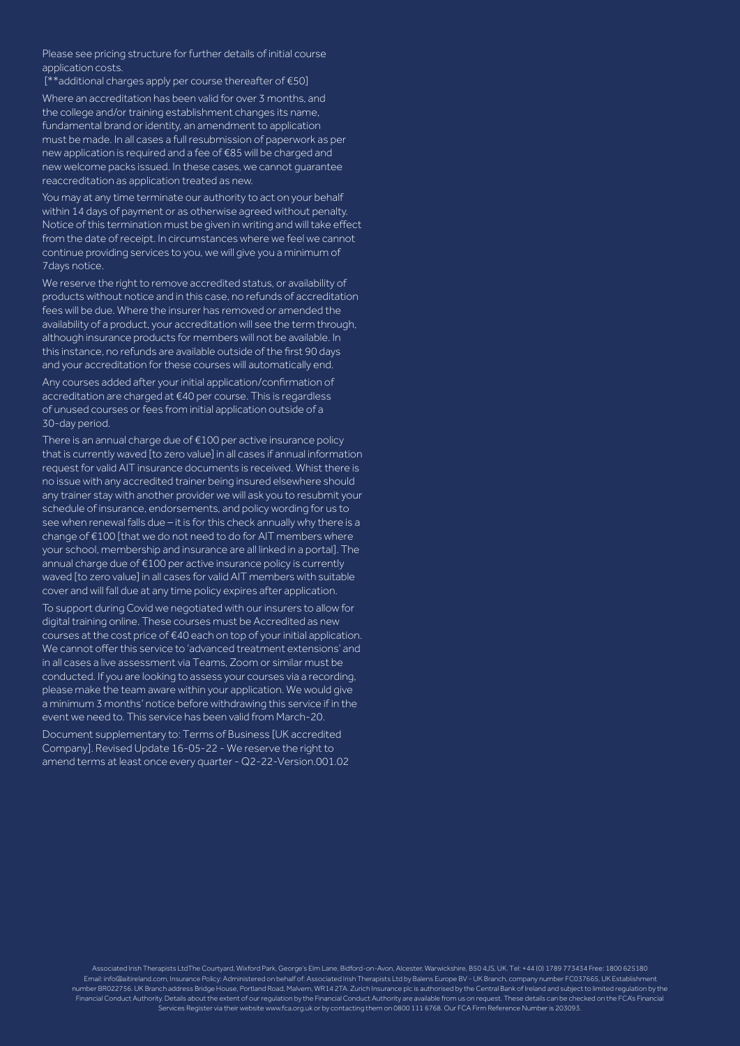Please see pricing structure for further details of initial course application costs.

[**additional charges apply per course thereafter of €50]

Where an accreditation has been valid for over 3 months, and the college and/or training establishment changes its name, fundamental brand or identity, an amendment to application must be made. In all cases a full resubmission of paperwork as per new application is required and a fee of €85 will be charged and new welcome packs issued. In these cases, we cannot guarantee reaccreditation as application treated as new.

You may at any time terminate our authority to act on your behalf within 14 days of payment or as otherwise agreed without penalty. Notice of this termination must be given in writing and will take effect from the date of receipt. In circumstances where we feel we cannot continue providing services to you, we will give you a minimum of 7days notice.

We reserve the right to remove accredited status, or availability of products without notice and in this case, no refunds of accreditation fees will be due. Where the insurer has removed or amended the availability of a product, your accreditation will see the term through, although insurance products for members will not be available. In this instance, no refunds are available outside of the first 90 days and your accreditation for these courses will automatically end.

Any courses added after your initial application/confirmation of accreditation are charged at €40 per course. This is regardless of unused courses or fees from initial application outside of a 30-day period.

There is an annual charge due of €100 per active insurance policy that is currently waved [to zero value] in all cases if annual information request for valid AIT insurance documents is received. Whist there is no issue with any accredited trainer being insured elsewhere should any trainer stay with another provider we will ask you to resubmit your schedule of insurance, endorsements, and policy wording for us to see when renewal falls due – it is for this check annually why there is a change of €100 [that we do not need to do for AIT members where your school, membership and insurance are all linked in a portal]. The annual charge due of €100 per active insurance policy is currently waved [to zero value] in all cases for valid AIT members with suitable cover and will fall due at any time policy expires after application.

To support during Covid we negotiated with our insurers to allow for digital training online. These courses must be Accredited as new courses at the cost price of €40 each on top of your initial application. We cannot offer this service to 'advanced treatment extensions' and in all cases a live assessment via Teams, Zoom or similar must be conducted. If you are looking to assess your courses via a recording, please make the team aware within your application. We would give a minimum 3 months' notice before withdrawing this service if in the event we need to. This service has been valid from March-20.

Document supplementary to: Terms of Business [UK accredited Company]. Revised Update 16-05-22 - We reserve the right to amend terms at least once every quarter - Q2-22-Version.001.02

Associated Irish Therapists LtdThe Courtyard, Wixford Park, George's Elm Lane, Bidford-on-Avon, Alcester, Warwickshire, B50 4JS, UK. Tel: +44 (0) 1789 773434 Free: 1800 625180 Email: info@aitireland.com, Insurance Policy: Administered on behalf of: Associated Irish Therapists Ltd by Balens Europe BV - UK Branch, company number FC037665, UK Establishment number BR022756. UK Branch address Bridge House, Portland Road, Malvern, WR14 2TA. Zurich Insurance plc is authorised by the Central Bank of Ireland and subject to limited regulation by the Financial Conduct Authority. Details about the extent of our regulation by the Financial Conduct Authority are available from us on request. These details can be checked on the FCA's Financial Services Register via their website www.fca.org.uk or by contacting them on 0800 111 6768. Our FCA Firm Reference Number is 203093.